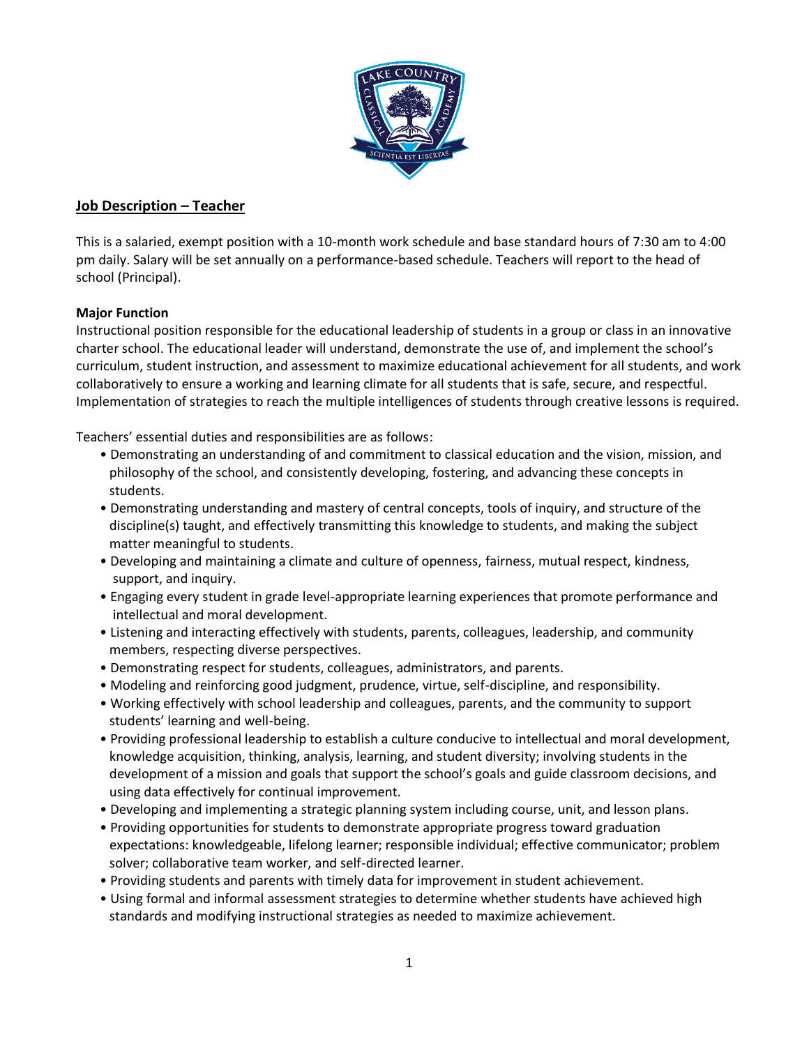## Job Description – Teacher

This is a salaried, exempt position with a 10-month work schedule and base standard hours of 7:30 am to 4:00 pm daily. Salary will be set annually on a performance-based schedule. Teachers will report to the head of school (Principal).

**Major Function**

Instructional position responsible for the educational leadership of students in a group or class in an innovative charter school. The educational leader will understand, demonstrate the use of, and implement the school's curriculum, student instruction, and assessment to maximize educational achievement for all students, and work collaboratively to ensure a working and learning climate for all students that is safe, secure, and respectful. Implementation of strategies to reach the multiple intelligences of students through creative lessons is required.

Teachers' essential duties and responsibilities are as follows:

- Demonstrating an understanding of and commitment to classical education and the vision, mission, and philosophy of the school, and consistently developing, fostering, and advancing these concepts in students.
- Demonstrating understanding and mastery of central concepts, tools of inquiry, and structure of the discipline(s) taught, and effectively transmitting this knowledge to students, and making the subject matter meaningful to students.
- Developing and maintaining a climate and culture of openness, fairness, mutual respect, kindness, support, and inquiry.
- Engaging every student in grade level-appropriate learning experiences that promote performance and intellectual and moral development.
- Listening and interacting effectively with students, parents, colleagues, leadership, and community members, respecting diverse perspectives.
- Demonstrating respect for students, colleagues, administrators, and parents.
- Modeling and reinforcing good judgment, prudence, virtue, self-discipline, and responsibility.
- Working effectively with school leadership and colleagues, parents, and the community to support students' learning and well-being.
- Providing professional leadership to establish a culture conducive to intellectual and moral development, knowledge acquisition, thinking, analysis, learning, and student diversity; involving students in the development of a mission and goals that support the school's goals and guide classroom decisions, and using data effectively for continual improvement.
- Developing and implementing a strategic planning system including course, unit, and lesson plans.
- Providing opportunities for students to demonstrate appropriate progress toward graduation expectations: knowledgeable, lifelong learner; responsible individual; effective communicator; problem solver; collaborative team worker, and self-directed learner.
- Providing students and parents with timely data for improvement in student achievement.
- Using formal and informal assessment strategies to determine whether students have achieved high standards and modifying instructional strategies as needed to maximize achievement.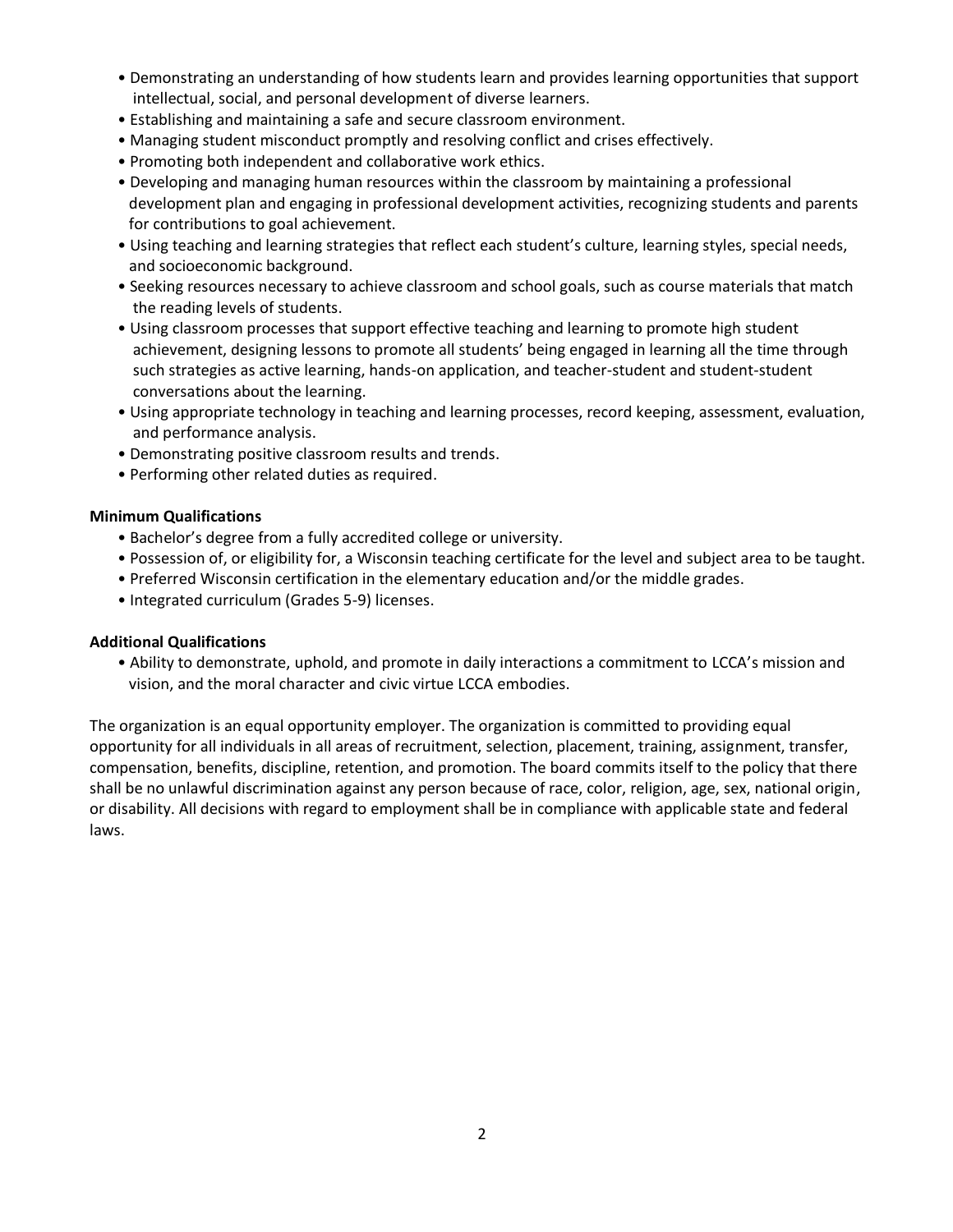- Demonstrating an understanding of how students learn and provides learning opportunities that support intellectual, social, and personal development of diverse learners.
- Establishing and maintaining a safe and secure classroom environment.
- Managing student misconduct promptly and resolving conflict and crises effectively.
- Promoting both independent and collaborative work ethics.
- Developing and managing human resources within the classroom by maintaining a professional development plan and engaging in professional development activities, recognizing students and parents for contributions to goal achievement.
- Using teaching and learning strategies that reflect each student's culture, learning styles, special needs, and socioeconomic background.
- Seeking resources necessary to achieve classroom and school goals, such as course materials that match the reading levels of students.
- Using classroom processes that support effective teaching and learning to promote high student achievement, designing lessons to promote all students' being engaged in learning all the time through such strategies as active learning, hands-on application, and teacher-student and student-student conversations about the learning.
- Using appropriate technology in teaching and learning processes, record keeping, assessment, evaluation, and performance analysis.
- Demonstrating positive classroom results and trends.
- Performing other related duties as required.

**Minimum Qualifications**

- Bachelor's degree from a fully accredited college or university.
- Possession of, or eligibility for, a Wisconsin teaching certificate for the level and subject area to be taught.
- Preferred Wisconsin certification in the elementary education and/or the middle grades.
- Integrated curriculum (Grades 5-9) licenses.

**Additional Qualifications**

- Ability to demonstrate, uphold, and promote in daily interactions a commitment to LCCA's mission and vision, and the moral character and civic virtue LCCA embodies.

The organization is an equal opportunity employer. The organization is committed to providing equal opportunity for all individuals in all areas of recruitment, selection, placement, training, assignment, transfer, compensation, benefits, discipline, retention, and promotion. The board commits itself to the policy that there shall be no unlawful discrimination against any person because of race, color, religion, age, sex, national origin, or disability. All decisions with regard to employment shall be in compliance with applicable state and federal laws.